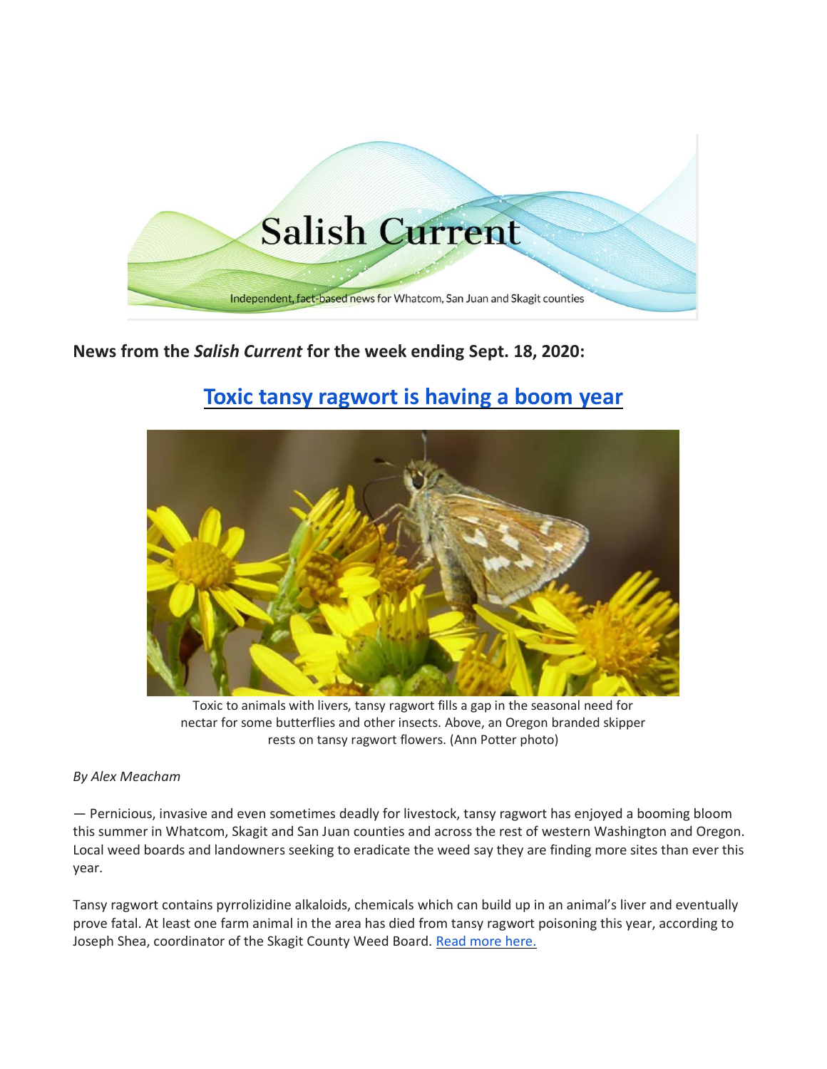Salish Current

Independent, fact-based news for Whatcom, San Juan and Skagit counties

**News from the *Salish Current* for the week ending Sept. 18, 2020:**

## [Toxic tansy ragwort is having a boom year]()

Toxic to animals with livers, tansy ragwort fills a gap in the seasonal need for nectar for some butterflies and other insects. Above, an Oregon branded skipper rests on tansy ragwort flowers. (Ann Potter photo)

*By Alex Meacham*

— Pernicious, invasive and even sometimes deadly for livestock, tansy ragwort has enjoyed a booming bloom this summer in Whatcom, Skagit and San Juan counties and across the rest of western Washington and Oregon. Local weed boards and landowners seeking to eradicate the weed say they are finding more sites than ever this year.

Tansy ragwort contains pyrrolizidine alkaloids, chemicals which can build up in an animal's liver and eventually prove fatal. At least one farm animal in the area has died from tansy ragwort poisoning this year, according to Joseph Shea, coordinator of the Skagit County Weed Board. [Read more here.]()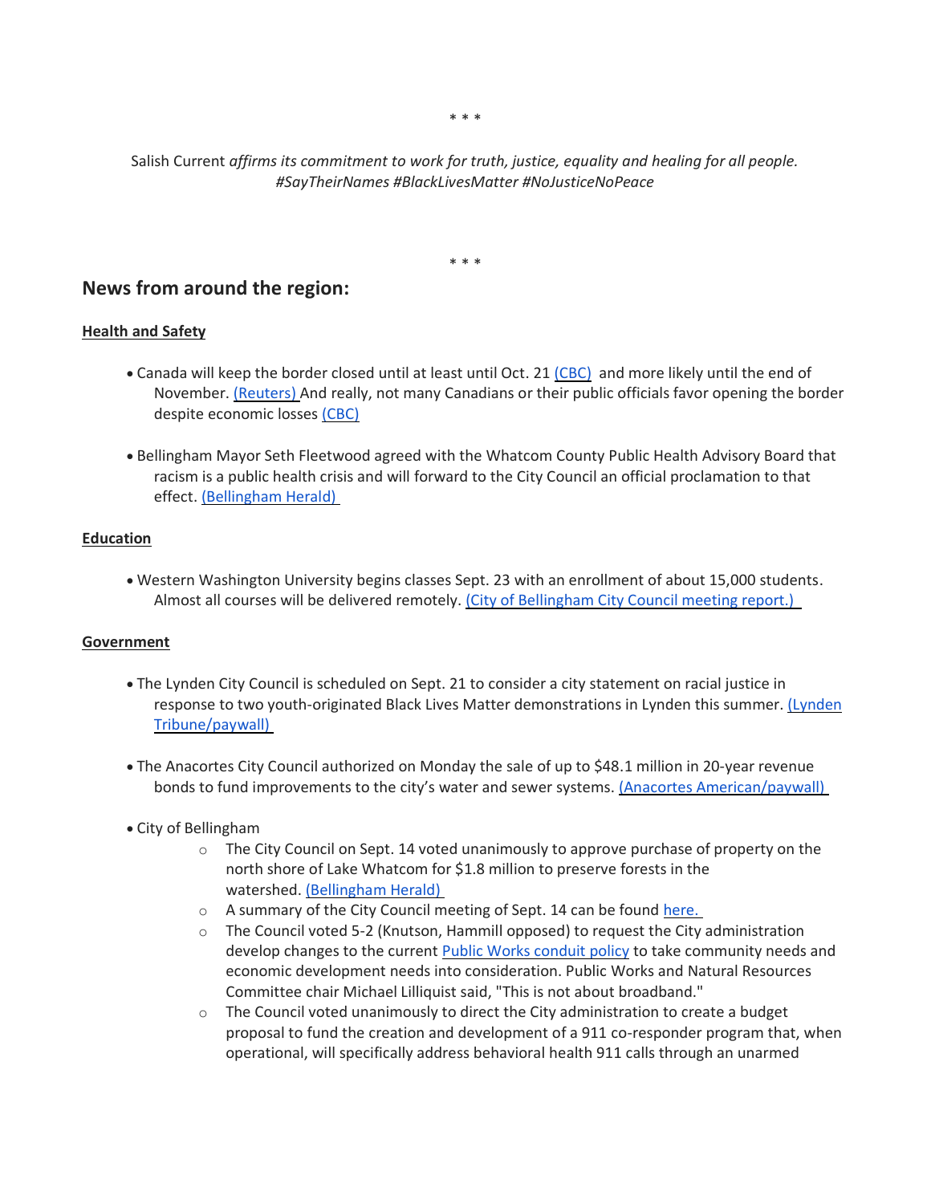\* \* \*

Salish Current *affirms its commitment to work for truth, justice, equality and healing for all people. #SayTheirNames #BlackLivesMatter #NoJusticeNoPeace*

\* \* \*

## News from around the region:

**Health and Safety**

- Canada will keep the border closed until at least until Oct. 21 (CBC) and more likely until the end of November. (Reuters) And really, not many Canadians or their public officials favor opening the border despite economic losses (CBC)

- Bellingham Mayor Seth Fleetwood agreed with the Whatcom County Public Health Advisory Board that racism is a public health crisis and will forward to the City Council an official proclamation to that effect. (Bellingham Herald)

**Education**

- Western Washington University begins classes Sept. 23 with an enrollment of about 15,000 students. Almost all courses will be delivered remotely. (City of Bellingham City Council meeting report.)

**Government**

- The Lynden City Council is scheduled on Sept. 21 to consider a city statement on racial justice in response to two youth-originated Black Lives Matter demonstrations in Lynden this summer. (Lynden Tribune/paywall)

- The Anacortes City Council authorized on Monday the sale of up to $48.1 million in 20-year revenue bonds to fund improvements to the city's water and sewer systems. (Anacortes American/paywall)

- City of Bellingham
  - The City Council on Sept. 14 voted unanimously to approve purchase of property on the north shore of Lake Whatcom for $1.8 million to preserve forests in the watershed. (Bellingham Herald)
  - A summary of the City Council meeting of Sept. 14 can be found here.
  - The Council voted 5-2 (Knutson, Hammill opposed) to request the City administration develop changes to the current Public Works conduit policy to take community needs and economic development needs into consideration. Public Works and Natural Resources Committee chair Michael Lilliquist said, "This is not about broadband."
  - The Council voted unanimously to direct the City administration to create a budget proposal to fund the creation and development of a 911 co-responder program that, when operational, will specifically address behavioral health 911 calls through an unarmed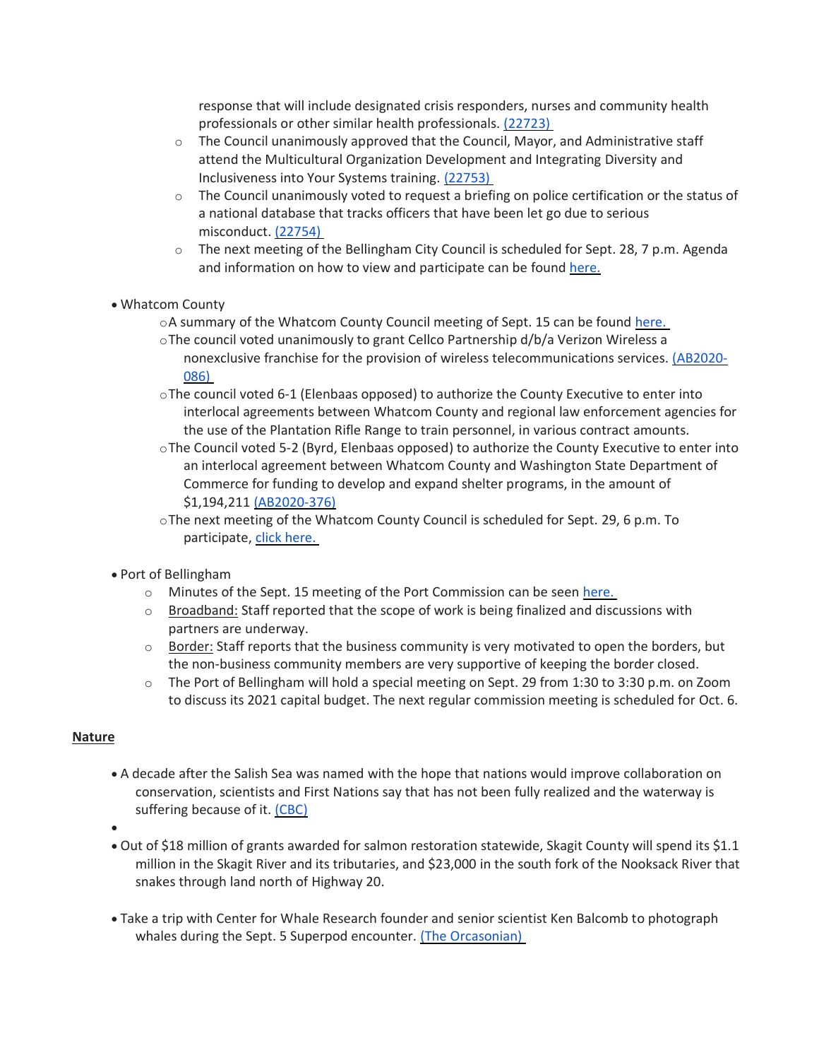- response that will include designated crisis responders, nurses and community health professionals or other similar health professionals. (22723)
  - The Council unanimously approved that the Council, Mayor, and Administrative staff attend the Multicultural Organization Development and Integrating Diversity and Inclusiveness into Your Systems training. (22753)
  - The Council unanimously voted to request a briefing on police certification or the status of a national database that tracks officers that have been let go due to serious misconduct. (22754)
  - The next meeting of the Bellingham City Council is scheduled for Sept. 28, 7 p.m. Agenda and information on how to view and participate can be found here.

- Whatcom County
  - A summary of the Whatcom County Council meeting of Sept. 15 can be found here.
  - The council voted unanimously to grant Cellco Partnership d/b/a Verizon Wireless a nonexclusive franchise for the provision of wireless telecommunications services. (AB2020-086)
  - The council voted 6-1 (Elenbaas opposed) to authorize the County Executive to enter into interlocal agreements between Whatcom County and regional law enforcement agencies for the use of the Plantation Rifle Range to train personnel, in various contract amounts.
  - The Council voted 5-2 (Byrd, Elenbaas opposed) to authorize the County Executive to enter into an interlocal agreement between Whatcom County and Washington State Department of Commerce for funding to develop and expand shelter programs, in the amount of $1,194,211 (AB2020-376)
  - The next meeting of the Whatcom County Council is scheduled for Sept. 29, 6 p.m. To participate, click here.

- Port of Bellingham
  - Minutes of the Sept. 15 meeting of the Port Commission can be seen here.
  - Broadband: Staff reported that the scope of work is being finalized and discussions with partners are underway.
  - Border: Staff reports that the business community is very motivated to open the borders, but the non-business community members are very supportive of keeping the border closed.
  - The Port of Bellingham will hold a special meeting on Sept. 29 from 1:30 to 3:30 p.m. on Zoom to discuss its 2021 capital budget. The next regular commission meeting is scheduled for Oct. 6.

**Nature**

- A decade after the Salish Sea was named with the hope that nations would improve collaboration on conservation, scientists and First Nations say that has not been fully realized and the waterway is suffering because of it. (CBC)
- 
- Out of $18 million of grants awarded for salmon restoration statewide, Skagit County will spend its $1.1 million in the Skagit River and its tributaries, and $23,000 in the south fork of the Nooksack River that snakes through land north of Highway 20.

- Take a trip with Center for Whale Research founder and senior scientist Ken Balcomb to photograph whales during the Sept. 5 Superpod encounter. (The Orcasonian)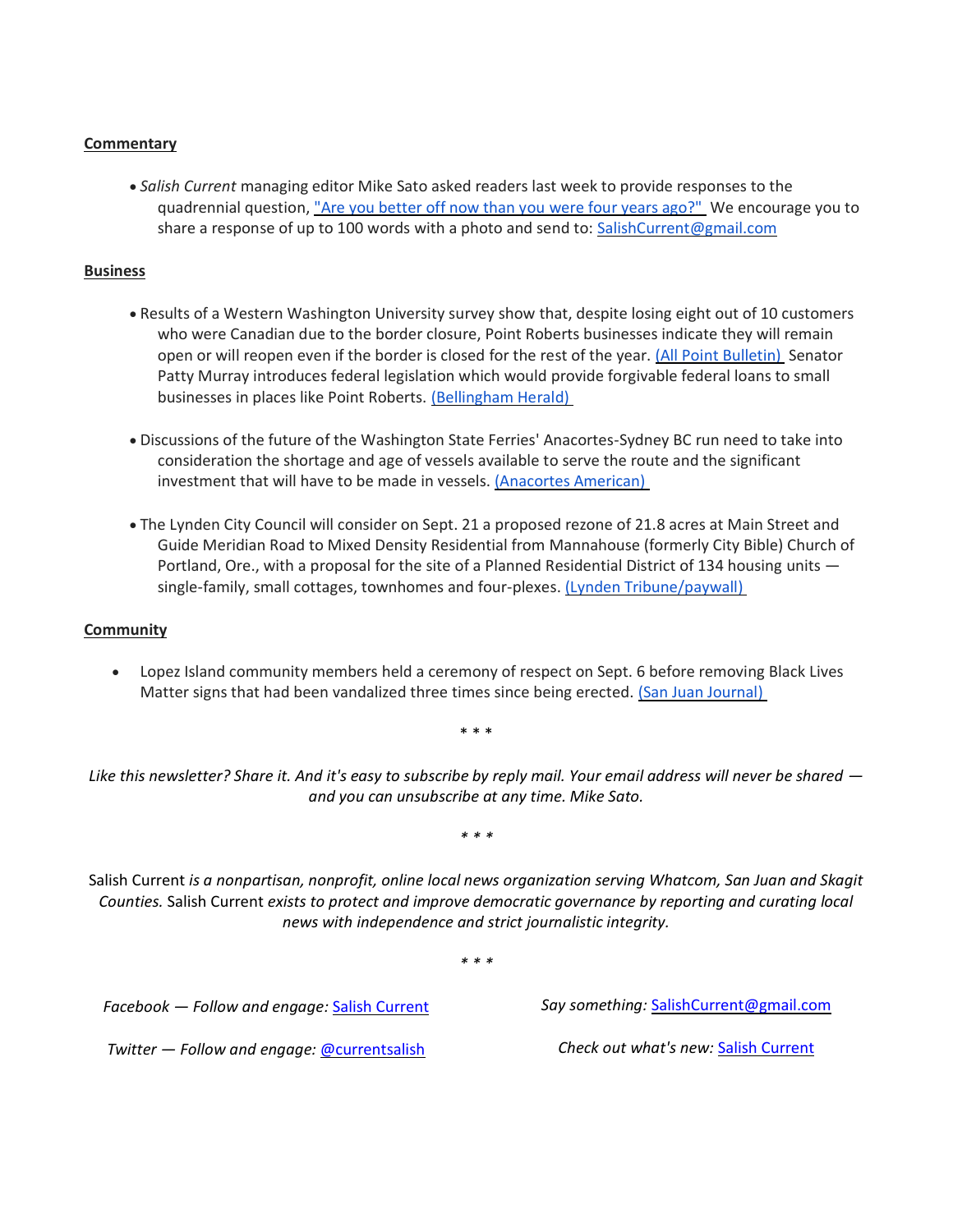**Commentary**

- *Salish Current* managing editor Mike Sato asked readers last week to provide responses to the quadrennial question, ["Are you better off now than you were four years ago?"] We encourage you to share a response of up to 100 words with a photo and send to: SalishCurrent@gmail.com

**Business**

- Results of a Western Washington University survey show that, despite losing eight out of 10 customers who were Canadian due to the border closure, Point Roberts businesses indicate they will remain open or will reopen even if the border is closed for the rest of the year. (All Point Bulletin) Senator Patty Murray introduces federal legislation which would provide forgivable federal loans to small businesses in places like Point Roberts. (Bellingham Herald)

- Discussions of the future of the Washington State Ferries' Anacortes-Sydney BC run need to take into consideration the shortage and age of vessels available to serve the route and the significant investment that will have to be made in vessels. (Anacortes American)

- The Lynden City Council will consider on Sept. 21 a proposed rezone of 21.8 acres at Main Street and Guide Meridian Road to Mixed Density Residential from Mannahouse (formerly City Bible) Church of Portland, Ore., with a proposal for the site of a Planned Residential District of 134 housing units — single-family, small cottages, townhomes and four-plexes. (Lynden Tribune/paywall)

**Community**

- Lopez Island community members held a ceremony of respect on Sept. 6 before removing Black Lives Matter signs that had been vandalized three times since being erected. (San Juan Journal)

\* \* \*

*Like this newsletter? Share it. And it's easy to subscribe by reply mail. Your email address will never be shared — and you can unsubscribe at any time. Mike Sato.*

\* \* \*

Salish Current *is a nonpartisan, nonprofit, online local news organization serving Whatcom, San Juan and Skagit Counties.* Salish Current *exists to protect and improve democratic governance by reporting and curating local news with independence and strict journalistic integrity.*

\* \* \*

*Facebook — Follow and engage:* Salish Current

*Twitter — Follow and engage:* @currentsalish

*Say something:* SalishCurrent@gmail.com

*Check out what's new:* Salish Current